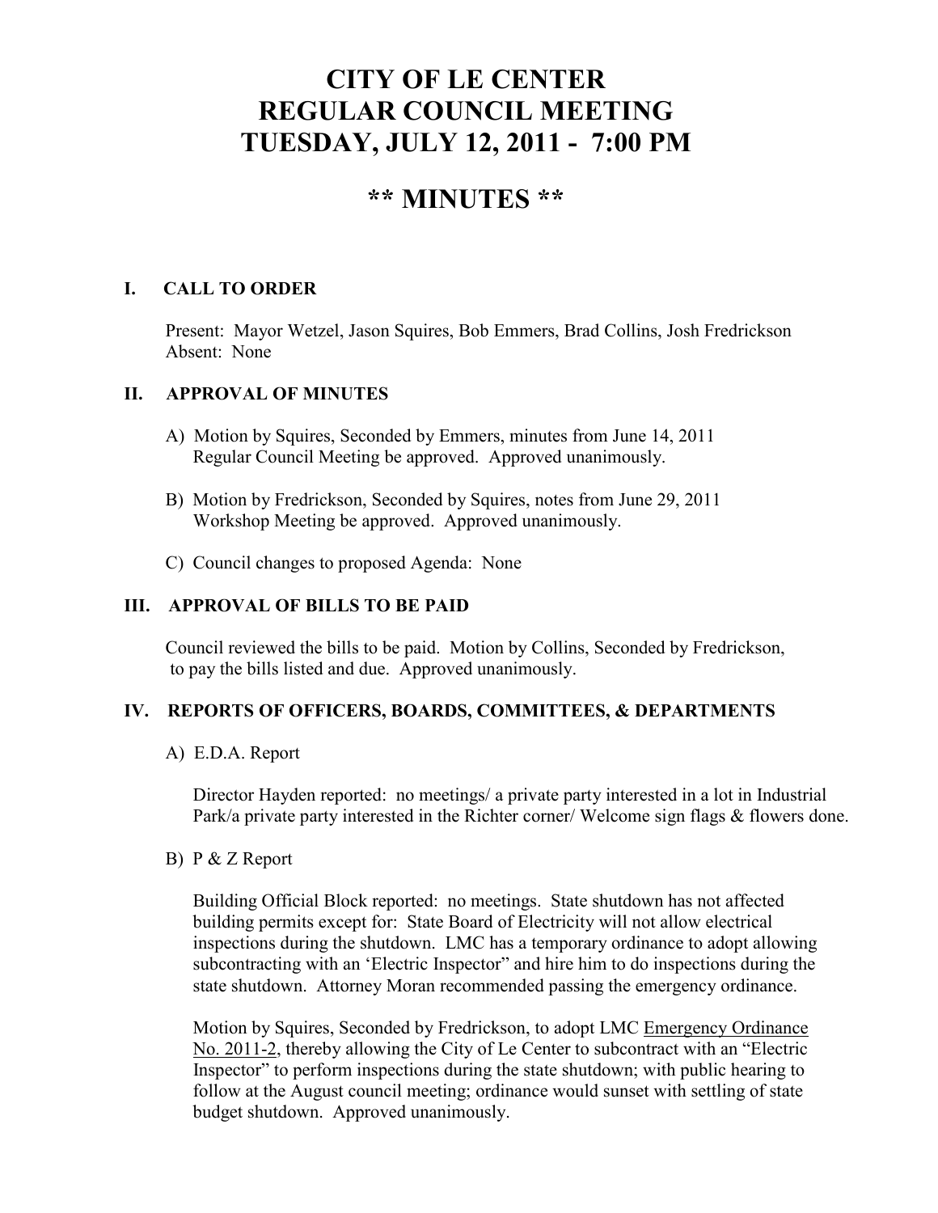# CITY OF LE CENTER
# REGULAR COUNCIL MEETING
# TUESDAY, JULY 12, 2011 - 7:00 PM

## ** MINUTES **

### I. CALL TO ORDER

Present: Mayor Wetzel, Jason Squires, Bob Emmers, Brad Collins, Josh Fredrickson
Absent: None

### II. APPROVAL OF MINUTES

A) Motion by Squires, Seconded by Emmers, minutes from June 14, 2011 Regular Council Meeting be approved. Approved unanimously.

B) Motion by Fredrickson, Seconded by Squires, notes from June 29, 2011 Workshop Meeting be approved. Approved unanimously.

C) Council changes to proposed Agenda: None

### III. APPROVAL OF BILLS TO BE PAID

Council reviewed the bills to be paid. Motion by Collins, Seconded by Fredrickson, to pay the bills listed and due. Approved unanimously.

### IV. REPORTS OF OFFICERS, BOARDS, COMMITTEES, & DEPARTMENTS

A) E.D.A. Report

Director Hayden reported: no meetings/ a private party interested in a lot in Industrial Park/a private party interested in the Richter corner/ Welcome sign flags & flowers done.

B) P & Z Report

Building Official Block reported: no meetings. State shutdown has not affected building permits except for: State Board of Electricity will not allow electrical inspections during the shutdown. LMC has a temporary ordinance to adopt allowing subcontracting with an 'Electric Inspector" and hire him to do inspections during the state shutdown. Attorney Moran recommended passing the emergency ordinance.

Motion by Squires, Seconded by Fredrickson, to adopt LMC <u>Emergency Ordinance No. 2011-2</u>, thereby allowing the City of Le Center to subcontract with an "Electric Inspector" to perform inspections during the state shutdown; with public hearing to follow at the August council meeting; ordinance would sunset with settling of state budget shutdown. Approved unanimously.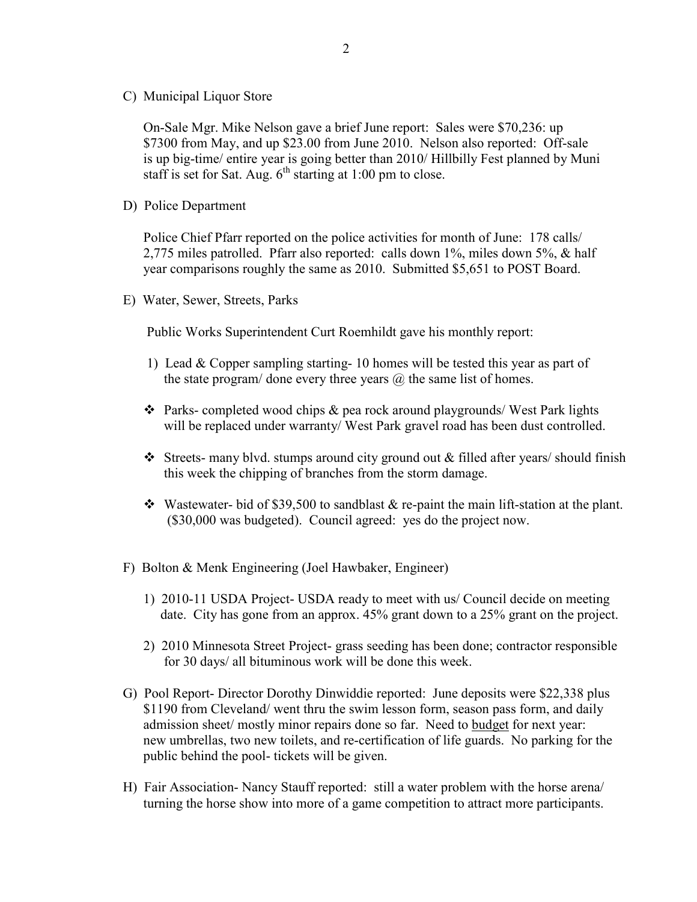C) Municipal Liquor Store

On-Sale Mgr. Mike Nelson gave a brief June report: Sales were $70,236: up $7300 from May, and up $23.00 from June 2010. Nelson also reported: Off-sale is up big-time/ entire year is going better than 2010/ Hillbilly Fest planned by Muni staff is set for Sat. Aug. 6th starting at 1:00 pm to close.

D) Police Department

Police Chief Pfarr reported on the police activities for month of June: 178 calls/ 2,775 miles patrolled. Pfarr also reported: calls down 1%, miles down 5%, & half year comparisons roughly the same as 2010. Submitted $5,651 to POST Board.

E) Water, Sewer, Streets, Parks

Public Works Superintendent Curt Roemhildt gave his monthly report:

1) Lead & Copper sampling starting- 10 homes will be tested this year as part of the state program/ done every three years @ the same list of homes.

- Parks- completed wood chips & pea rock around playgrounds/ West Park lights will be replaced under warranty/ West Park gravel road has been dust controlled.

- Streets- many blvd. stumps around city ground out & filled after years/ should finish this week the chipping of branches from the storm damage.

- Wastewater- bid of $39,500 to sandblast & re-paint the main lift-station at the plant. ($30,000 was budgeted). Council agreed: yes do the project now.

F) Bolton & Menk Engineering (Joel Hawbaker, Engineer)

1) 2010-11 USDA Project- USDA ready to meet with us/ Council decide on meeting date. City has gone from an approx. 45% grant down to a 25% grant on the project.

2) 2010 Minnesota Street Project- grass seeding has been done; contractor responsible for 30 days/ all bituminous work will be done this week.

G) Pool Report- Director Dorothy Dinwiddie reported: June deposits were $22,338 plus $1190 from Cleveland/ went thru the swim lesson form, season pass form, and daily admission sheet/ mostly minor repairs done so far. Need to <u>budget</u> for next year: new umbrellas, two new toilets, and re-certification of life guards. No parking for the public behind the pool- tickets will be given.

H) Fair Association- Nancy Stauff reported: still a water problem with the horse arena/ turning the horse show into more of a game competition to attract more participants.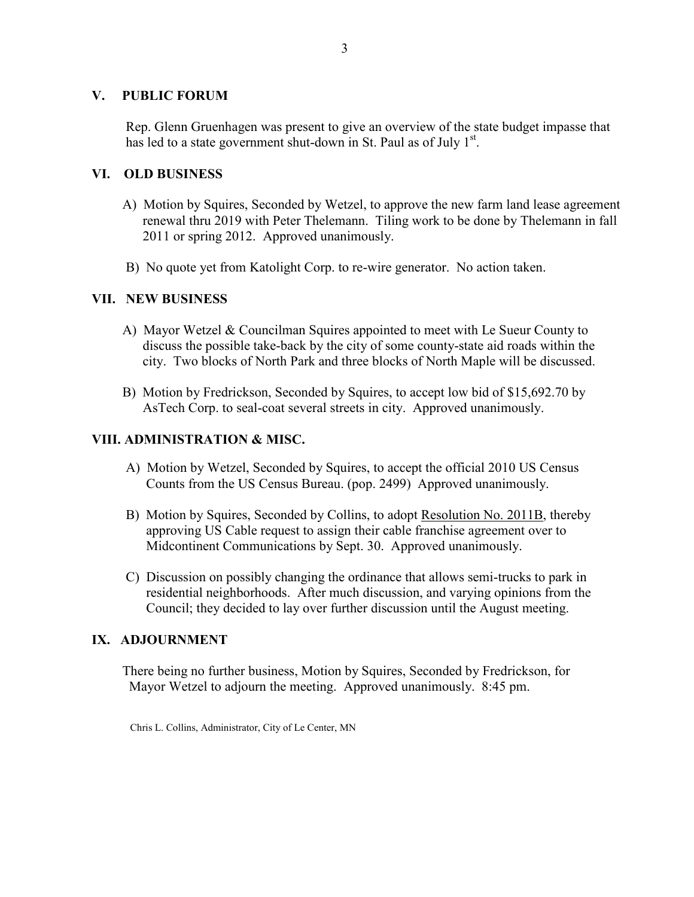## V. PUBLIC FORUM

Rep. Glenn Gruenhagen was present to give an overview of the state budget impasse that has led to a state government shut-down in St. Paul as of July 1st.

## VI. OLD BUSINESS

A) Motion by Squires, Seconded by Wetzel, to approve the new farm land lease agreement renewal thru 2019 with Peter Thelemann. Tiling work to be done by Thelemann in fall 2011 or spring 2012. Approved unanimously.

B) No quote yet from Katolight Corp. to re-wire generator. No action taken.

## VII. NEW BUSINESS

A) Mayor Wetzel & Councilman Squires appointed to meet with Le Sueur County to discuss the possible take-back by the city of some county-state aid roads within the city. Two blocks of North Park and three blocks of North Maple will be discussed.

B) Motion by Fredrickson, Seconded by Squires, to accept low bid of $15,692.70 by AsTech Corp. to seal-coat several streets in city. Approved unanimously.

## VIII. ADMINISTRATION & MISC.

A) Motion by Wetzel, Seconded by Squires, to accept the official 2010 US Census Counts from the US Census Bureau. (pop. 2499) Approved unanimously.

B) Motion by Squires, Seconded by Collins, to adopt Resolution No. 2011B, thereby approving US Cable request to assign their cable franchise agreement over to Midcontinent Communications by Sept. 30. Approved unanimously.

C) Discussion on possibly changing the ordinance that allows semi-trucks to park in residential neighborhoods. After much discussion, and varying opinions from the Council; they decided to lay over further discussion until the August meeting.

## IX. ADJOURNMENT

There being no further business, Motion by Squires, Seconded by Fredrickson, for Mayor Wetzel to adjourn the meeting. Approved unanimously. 8:45 pm.

Chris L. Collins, Administrator, City of Le Center, MN